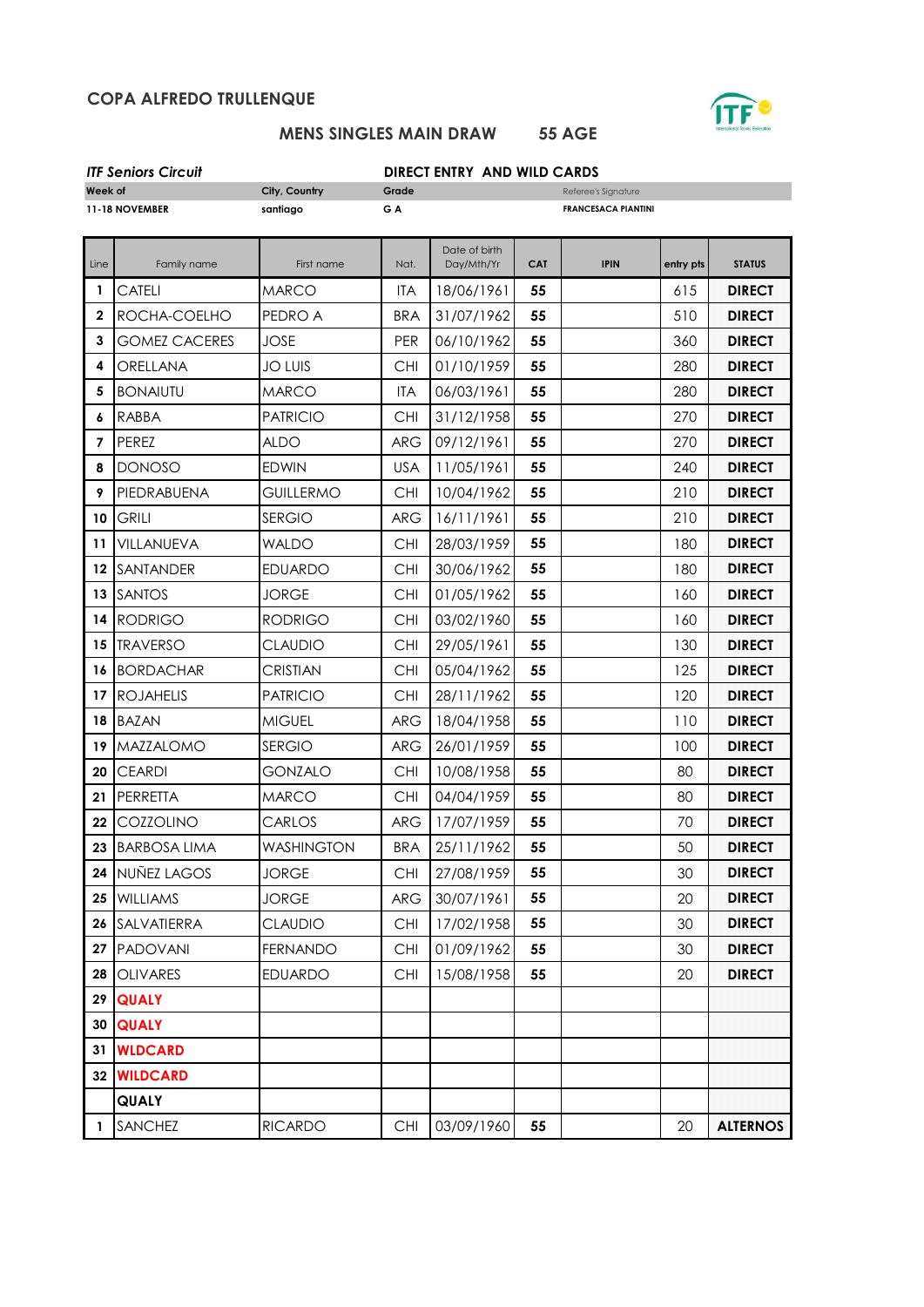## COPA ALFREDO TRULLENQUE

### MENS SINGLES MAIN DRAW 55 AGE

***ITF Seniors Circuit*** **DIRECT ENTRY AND WILD CARDS**

| Week of | City, Country | Grade | Referee's Signature |
|---|---|---|---|
| 11-18 NOVEMBER | santiago | G A | FRANCESACA PIANTINI |

| Line | Family name | First name | Nat. | Date of birth Day/Mth/Yr | CAT | IPIN | entry pts | STATUS |
|---|---|---|---|---|---|---|---|---|
| 1 | CATELI | MARCO | ITA | 18/06/1961 | 55 | | 615 | DIRECT |
| 2 | ROCHA-COELHO | PEDRO A | BRA | 31/07/1962 | 55 | | 510 | DIRECT |
| 3 | GOMEZ CACERES | JOSE | PER | 06/10/1962 | 55 | | 360 | DIRECT |
| 4 | ORELLANA | JO LUIS | CHI | 01/10/1959 | 55 | | 280 | DIRECT |
| 5 | BONAIUTU | MARCO | ITA | 06/03/1961 | 55 | | 280 | DIRECT |
| 6 | RABBA | PATRICIO | CHI | 31/12/1958 | 55 | | 270 | DIRECT |
| 7 | PEREZ | ALDO | ARG | 09/12/1961 | 55 | | 270 | DIRECT |
| 8 | DONOSO | EDWIN | USA | 11/05/1961 | 55 | | 240 | DIRECT |
| 9 | PIEDRABUENA | GUILLERMO | CHI | 10/04/1962 | 55 | | 210 | DIRECT |
| 10 | GRILI | SERGIO | ARG | 16/11/1961 | 55 | | 210 | DIRECT |
| 11 | VILLANUEVA | WALDO | CHI | 28/03/1959 | 55 | | 180 | DIRECT |
| 12 | SANTANDER | EDUARDO | CHI | 30/06/1962 | 55 | | 180 | DIRECT |
| 13 | SANTOS | JORGE | CHI | 01/05/1962 | 55 | | 160 | DIRECT |
| 14 | RODRIGO | RODRIGO | CHI | 03/02/1960 | 55 | | 160 | DIRECT |
| 15 | TRAVERSO | CLAUDIO | CHI | 29/05/1961 | 55 | | 130 | DIRECT |
| 16 | BORDACHAR | CRISTIAN | CHI | 05/04/1962 | 55 | | 125 | DIRECT |
| 17 | ROJAHELIS | PATRICIO | CHI | 28/11/1962 | 55 | | 120 | DIRECT |
| 18 | BAZAN | MIGUEL | ARG | 18/04/1958 | 55 | | 110 | DIRECT |
| 19 | MAZZALOMO | SERGIO | ARG | 26/01/1959 | 55 | | 100 | DIRECT |
| 20 | CEARDI | GONZALO | CHI | 10/08/1958 | 55 | | 80 | DIRECT |
| 21 | PERRETTA | MARCO | CHI | 04/04/1959 | 55 | | 80 | DIRECT |
| 22 | COZZOLINO | CARLOS | ARG | 17/07/1959 | 55 | | 70 | DIRECT |
| 23 | BARBOSA LIMA | WASHINGTON | BRA | 25/11/1962 | 55 | | 50 | DIRECT |
| 24 | NUÑEZ LAGOS | JORGE | CHI | 27/08/1959 | 55 | | 30 | DIRECT |
| 25 | WILLIAMS | JORGE | ARG | 30/07/1961 | 55 | | 20 | DIRECT |
| 26 | SALVATIERRA | CLAUDIO | CHI | 17/02/1958 | 55 | | 30 | DIRECT |
| 27 | PADOVANI | FERNANDO | CHI | 01/09/1962 | 55 | | 30 | DIRECT |
| 28 | OLIVARES | EDUARDO | CHI | 15/08/1958 | 55 | | 20 | DIRECT |
| 29 | QUALY | | | | | | | |
| 30 | QUALY | | | | | | | |
| 31 | WLDCARD | | | | | | | |
| 32 | WILDCARD | | | | | | | |
| | QUALY | | | | | | | |
| 1 | SANCHEZ | RICARDO | CHI | 03/09/1960 | 55 | | 20 | ALTERNOS |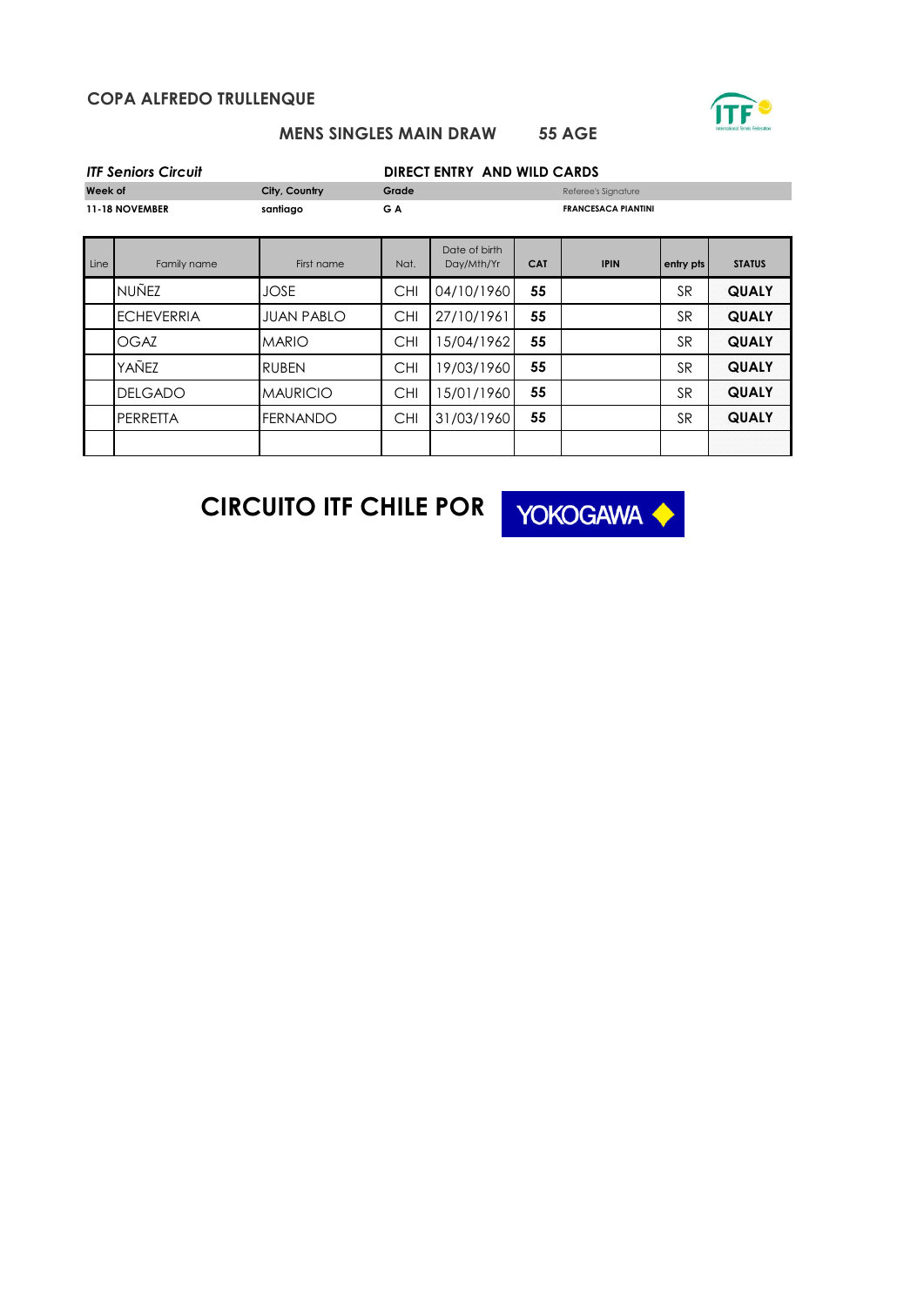## COPA ALFREDO TRULLENQUE

### MENS SINGLES MAIN DRAW 55 AGE

| *ITF Seniors Circuit* | | DIRECT ENTRY AND WILD CARDS | |
|---|---|---|---|
| **Week of** | **City, Country** | **Grade** | Referee's Signature |
| **11-18 NOVEMBER** | **santiago** | **G A** | **FRANCESACA PIANTINI** |

| Line | Family name | First name | Nat. | Date of birth Day/Mth/Yr | CAT | IPIN | entry pts | STATUS |
|---|---|---|---|---|---|---|---|---|
| | NUÑEZ | JOSE | CHI | 04/10/1960 | **55** | | SR | **QUALY** |
| | ECHEVERRIA | JUAN PABLO | CHI | 27/10/1961 | **55** | | SR | **QUALY** |
| | OGAZ | MARIO | CHI | 15/04/1962 | **55** | | SR | **QUALY** |
| | YAÑEZ | RUBEN | CHI | 19/03/1960 | **55** | | SR | **QUALY** |
| | DELGADO | MAURICIO | CHI | 15/01/1960 | **55** | | SR | **QUALY** |
| | PERRETTA | FERNANDO | CHI | 31/03/1960 | **55** | | SR | **QUALY** |
| | | | | | | | | |

**CIRCUITO ITF CHILE POR** YOKOGAWA